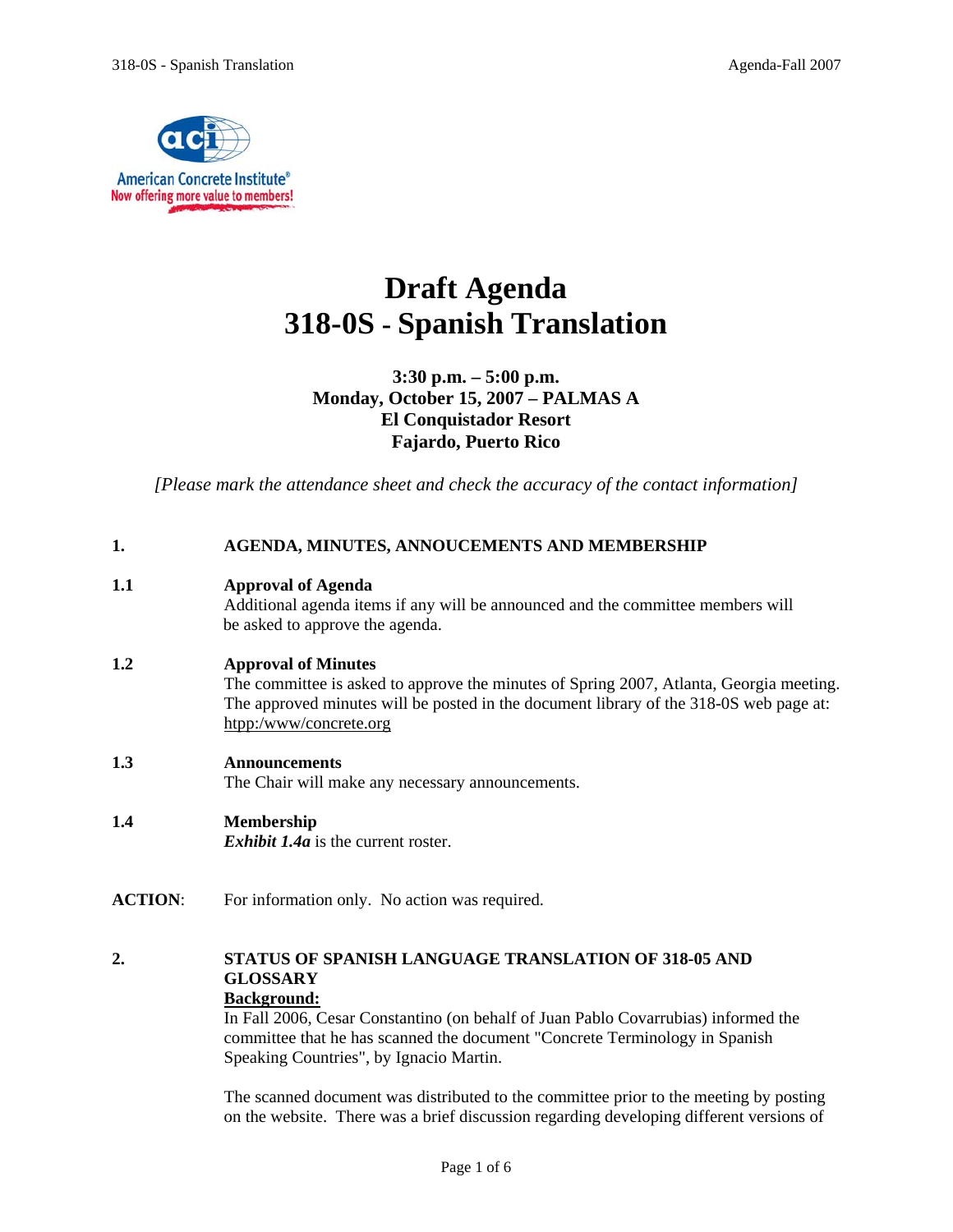# Draft Agenda
# 318-0S - Spanish Translation

**3:30 p.m. – 5:00 p.m.**
**Monday, October 15, 2007 – PALMAS A**
**El Conquistador Resort**
**Fajardo, Puerto Rico**

*[Please mark the attendance sheet and check the accuracy of the contact information]*

**1. AGENDA, MINUTES, ANNOUCEMENTS AND MEMBERSHIP**

**1.1 Approval of Agenda**

Additional agenda items if any will be announced and the committee members will be asked to approve the agenda.

**1.2 Approval of Minutes**

The committee is asked to approve the minutes of Spring 2007, Atlanta, Georgia meeting. The approved minutes will be posted in the document library of the 318-0S web page at: htpp:/www/concrete.org

**1.3 Announcements**

The Chair will make any necessary announcements.

**1.4 Membership**

***Exhibit 1.4a*** is the current roster.

**ACTION**: For information only. No action was required.

**2. STATUS OF SPANISH LANGUAGE TRANSLATION OF 318-05 AND GLOSSARY**

**Background:**

In Fall 2006, Cesar Constantino (on behalf of Juan Pablo Covarrubias) informed the committee that he has scanned the document "Concrete Terminology in Spanish Speaking Countries", by Ignacio Martin.

The scanned document was distributed to the committee prior to the meeting by posting on the website. There was a brief discussion regarding developing different versions of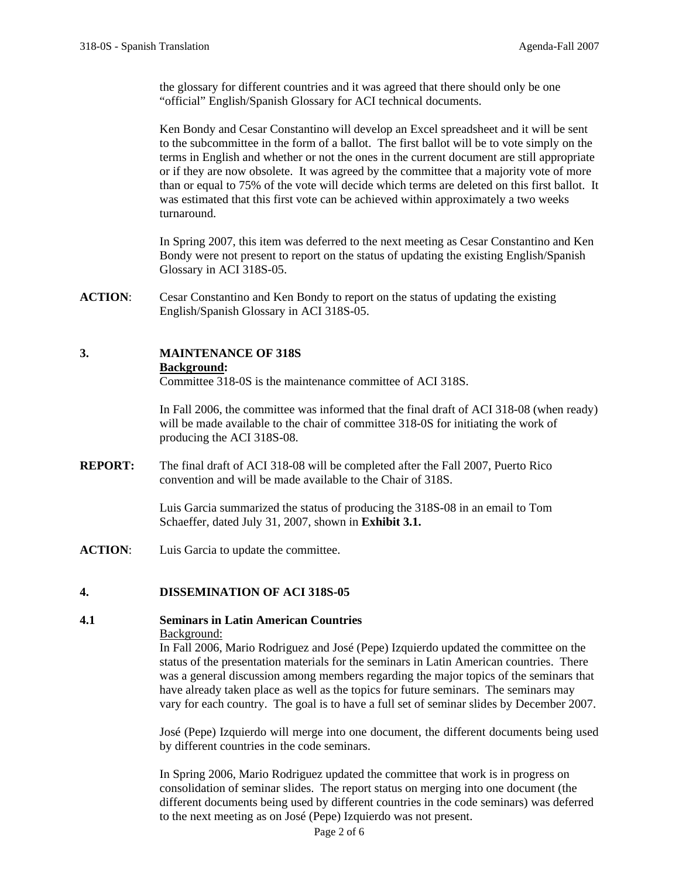the glossary for different countries and it was agreed that there should only be one "official" English/Spanish Glossary for ACI technical documents.

Ken Bondy and Cesar Constantino will develop an Excel spreadsheet and it will be sent to the subcommittee in the form of a ballot. The first ballot will be to vote simply on the terms in English and whether or not the ones in the current document are still appropriate or if they are now obsolete. It was agreed by the committee that a majority vote of more than or equal to 75% of the vote will decide which terms are deleted on this first ballot. It was estimated that this first vote can be achieved within approximately a two weeks turnaround.

In Spring 2007, this item was deferred to the next meeting as Cesar Constantino and Ken Bondy were not present to report on the status of updating the existing English/Spanish Glossary in ACI 318S-05.

**ACTION**: Cesar Constantino and Ken Bondy to report on the status of updating the existing English/Spanish Glossary in ACI 318S-05.

## 3. MAINTENANCE OF 318S

**Background:**

Committee 318-0S is the maintenance committee of ACI 318S.

In Fall 2006, the committee was informed that the final draft of ACI 318-08 (when ready) will be made available to the chair of committee 318-0S for initiating the work of producing the ACI 318S-08.

**REPORT:** The final draft of ACI 318-08 will be completed after the Fall 2007, Puerto Rico convention and will be made available to the Chair of 318S.

Luis Garcia summarized the status of producing the 318S-08 in an email to Tom Schaeffer, dated July 31, 2007, shown in **Exhibit 3.1.**

**ACTION**: Luis Garcia to update the committee.

## 4. DISSEMINATION OF ACI 318S-05

### 4.1 Seminars in Latin American Countries

Background:

In Fall 2006, Mario Rodriguez and José (Pepe) Izquierdo updated the committee on the status of the presentation materials for the seminars in Latin American countries. There was a general discussion among members regarding the major topics of the seminars that have already taken place as well as the topics for future seminars. The seminars may vary for each country. The goal is to have a full set of seminar slides by December 2007.

José (Pepe) Izquierdo will merge into one document, the different documents being used by different countries in the code seminars.

In Spring 2006, Mario Rodriguez updated the committee that work is in progress on consolidation of seminar slides. The report status on merging into one document (the different documents being used by different countries in the code seminars) was deferred to the next meeting as on José (Pepe) Izquierdo was not present.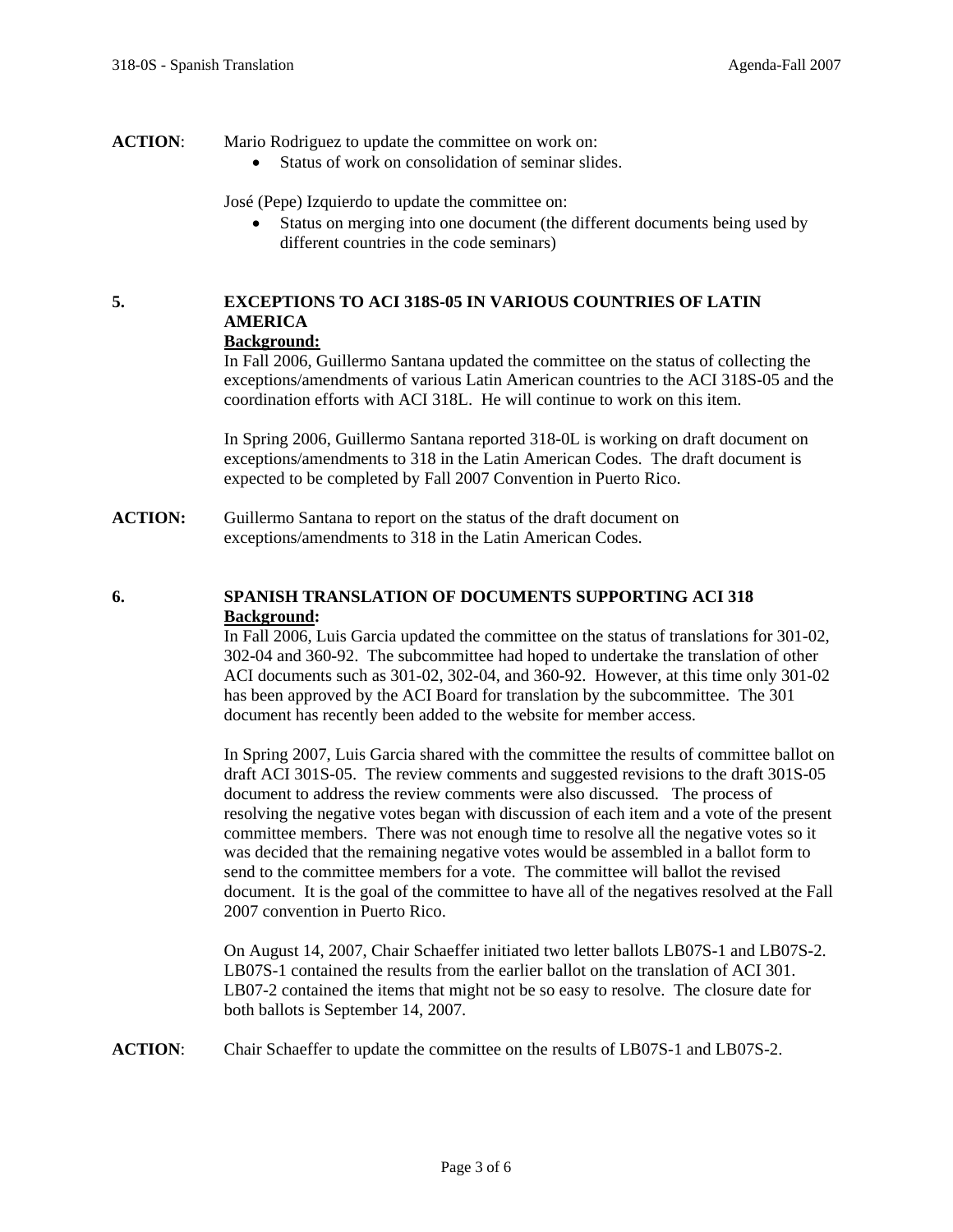**ACTION**: Mario Rodriguez to update the committee on work on:

- Status of work on consolidation of seminar slides.

José (Pepe) Izquierdo to update the committee on:

- Status on merging into one document (the different documents being used by different countries in the code seminars)

## 5. EXCEPTIONS TO ACI 318S-05 IN VARIOUS COUNTRIES OF LATIN AMERICA

**Background:**

In Fall 2006, Guillermo Santana updated the committee on the status of collecting the exceptions/amendments of various Latin American countries to the ACI 318S-05 and the coordination efforts with ACI 318L. He will continue to work on this item.

In Spring 2006, Guillermo Santana reported 318-0L is working on draft document on exceptions/amendments to 318 in the Latin American Codes. The draft document is expected to be completed by Fall 2007 Convention in Puerto Rico.

**ACTION:** Guillermo Santana to report on the status of the draft document on exceptions/amendments to 318 in the Latin American Codes.

## 6. SPANISH TRANSLATION OF DOCUMENTS SUPPORTING ACI 318

**Background:**

In Fall 2006, Luis Garcia updated the committee on the status of translations for 301-02, 302-04 and 360-92. The subcommittee had hoped to undertake the translation of other ACI documents such as 301-02, 302-04, and 360-92. However, at this time only 301-02 has been approved by the ACI Board for translation by the subcommittee. The 301 document has recently been added to the website for member access.

In Spring 2007, Luis Garcia shared with the committee the results of committee ballot on draft ACI 301S-05. The review comments and suggested revisions to the draft 301S-05 document to address the review comments were also discussed. The process of resolving the negative votes began with discussion of each item and a vote of the present committee members. There was not enough time to resolve all the negative votes so it was decided that the remaining negative votes would be assembled in a ballot form to send to the committee members for a vote. The committee will ballot the revised document. It is the goal of the committee to have all of the negatives resolved at the Fall 2007 convention in Puerto Rico.

On August 14, 2007, Chair Schaeffer initiated two letter ballots LB07S-1 and LB07S-2. LB07S-1 contained the results from the earlier ballot on the translation of ACI 301. LB07-2 contained the items that might not be so easy to resolve. The closure date for both ballots is September 14, 2007.

**ACTION**: Chair Schaeffer to update the committee on the results of LB07S-1 and LB07S-2.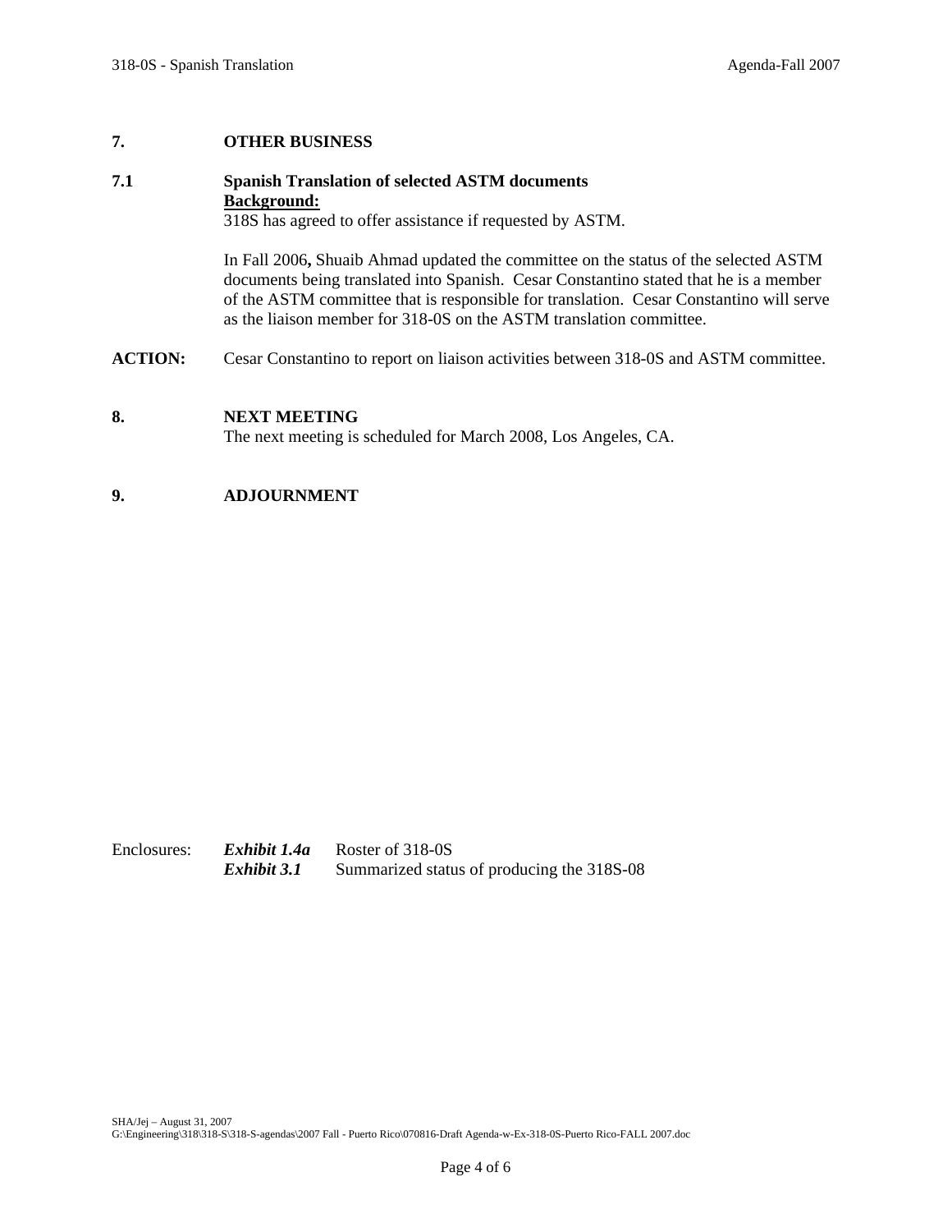## 7. OTHER BUSINESS

### 7.1 Spanish Translation of selected ASTM documents

**Background:**

318S has agreed to offer assistance if requested by ASTM.

In Fall 2006**,** Shuaib Ahmad updated the committee on the status of the selected ASTM documents being translated into Spanish. Cesar Constantino stated that he is a member of the ASTM committee that is responsible for translation. Cesar Constantino will serve as the liaison member for 318-0S on the ASTM translation committee.

**ACTION:** Cesar Constantino to report on liaison activities between 318-0S and ASTM committee.

## 8. NEXT MEETING

The next meeting is scheduled for March 2008, Los Angeles, CA.

## 9. ADJOURNMENT

Enclosures: ***Exhibit 1.4a*** Roster of 318-0S
***Exhibit 3.1*** Summarized status of producing the 318S-08

SHA/Jej – August 31, 2007
G:\Engineering\318\318-S\318-S-agendas\2007 Fall - Puerto Rico\070816-Draft Agenda-w-Ex-318-0S-Puerto Rico-FALL 2007.doc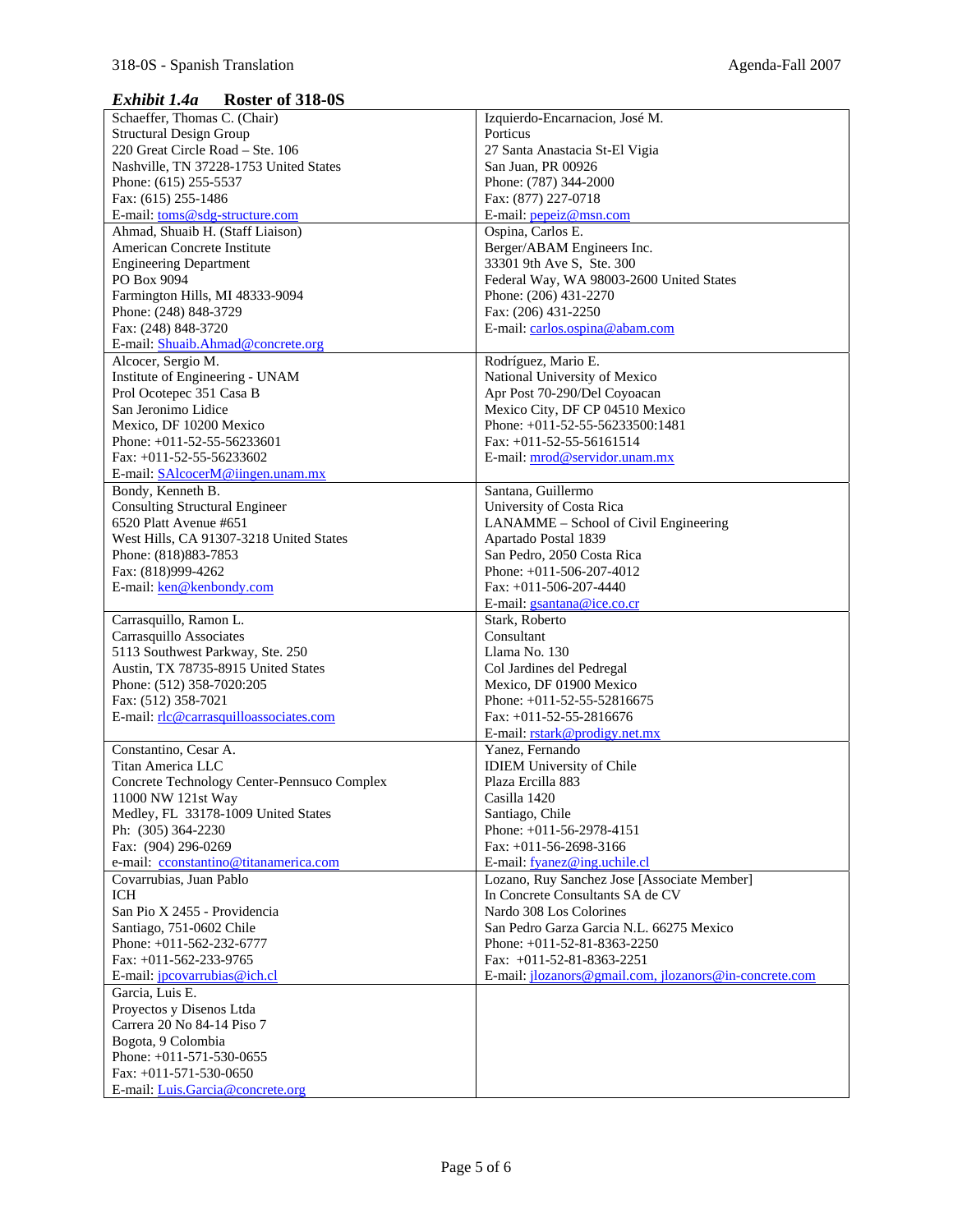### *Exhibit 1.4a* Roster of 318-0S

| | |
|---|---|
| Schaeffer, Thomas C. (Chair)<br>Structural Design Group<br>220 Great Circle Road – Ste. 106<br>Nashville, TN 37228-1753 United States<br>Phone: (615) 255-5537<br>Fax: (615) 255-1486<br>E-mail: toms@sdg-structure.com | Izquierdo-Encarnacion, José M.<br>Porticus<br>27 Santa Anastacia St-El Vigia<br>San Juan, PR 00926<br>Phone: (787) 344-2000<br>Fax: (877) 227-0718<br>E-mail: pepeiz@msn.com |
| Ahmad, Shuaib H. (Staff Liaison)<br>American Concrete Institute<br>Engineering Department<br>PO Box 9094<br>Farmington Hills, MI 48333-9094<br>Phone: (248) 848-3729<br>Fax: (248) 848-3720<br>E-mail: Shuaib.Ahmad@concrete.org | Ospina, Carlos E.<br>Berger/ABAM Engineers Inc.<br>33301 9th Ave S, Ste. 300<br>Federal Way, WA 98003-2600 United States<br>Phone: (206) 431-2270<br>Fax: (206) 431-2250<br>E-mail: carlos.ospina@abam.com |
| Alcocer, Sergio M.<br>Institute of Engineering - UNAM<br>Prol Ocotepec 351 Casa B<br>San Jeronimo Lidice<br>Mexico, DF 10200 Mexico<br>Phone: +011-52-55-56233601<br>Fax: +011-52-55-56233602<br>E-mail: SAlcocerM@iingen.unam.mx | Rodríguez, Mario E.<br>National University of Mexico<br>Apr Post 70-290/Del Coyoacan<br>Mexico City, DF CP 04510 Mexico<br>Phone: +011-52-55-56233500:1481<br>Fax: +011-52-55-56161514<br>E-mail: mrod@servidor.unam.mx |
| Bondy, Kenneth B.<br>Consulting Structural Engineer<br>6520 Platt Avenue #651<br>West Hills, CA 91307-3218 United States<br>Phone: (818)883-7853<br>Fax: (818)999-4262<br>E-mail: ken@kenbondy.com | Santana, Guillermo<br>University of Costa Rica<br>LANAMME – School of Civil Engineering<br>Apartado Postal 1839<br>San Pedro, 2050 Costa Rica<br>Phone: +011-506-207-4012<br>Fax: +011-506-207-4440<br>E-mail: gsantana@ice.co.cr |
| Carrasquillo, Ramon L.<br>Carrasquillo Associates<br>5113 Southwest Parkway, Ste. 250<br>Austin, TX 78735-8915 United States<br>Phone: (512) 358-7020:205<br>Fax: (512) 358-7021<br>E-mail: rlc@carrasquilloassociates.com | Stark, Roberto<br>Consultant<br>Llama No. 130<br>Col Jardines del Pedregal<br>Mexico, DF 01900 Mexico<br>Phone: +011-52-55-52816675<br>Fax: +011-52-55-2816676<br>E-mail: rstark@prodigy.net.mx |
| Constantino, Cesar A.<br>Titan America LLC<br>Concrete Technology Center-Pennsuco Complex<br>11000 NW 121st Way<br>Medley, FL 33178-1009 United States<br>Ph: (305) 364-2230<br>Fax: (904) 296-0269<br>e-mail: cconstantino@titanamerica.com | Yanez, Fernando<br>IDIEM University of Chile<br>Plaza Ercilla 883<br>Casilla 1420<br>Santiago, Chile<br>Phone: +011-56-2978-4151<br>Fax: +011-56-2698-3166<br>E-mail: fyanez@ing.uchile.cl |
| Covarrubias, Juan Pablo<br>ICH<br>San Pio X 2455 - Providencia<br>Santiago, 751-0602 Chile<br>Phone: +011-562-232-6777<br>Fax: +011-562-233-9765<br>E-mail: jpcovarrubias@ich.cl | Lozano, Ruy Sanchez Jose [Associate Member]<br>In Concrete Consultants SA de CV<br>Nardo 308 Los Colorines<br>San Pedro Garza Garcia N.L. 66275 Mexico<br>Phone: +011-52-81-8363-2250<br>Fax: +011-52-81-8363-2251<br>E-mail: jlozanors@gmail.com, jlozanors@in-concrete.com |
| Garcia, Luis E.<br>Proyectos y Disenos Ltda<br>Carrera 20 No 84-14 Piso 7<br>Bogota, 9 Colombia<br>Phone: +011-571-530-0655<br>Fax: +011-571-530-0650<br>E-mail: Luis.Garcia@concrete.org | |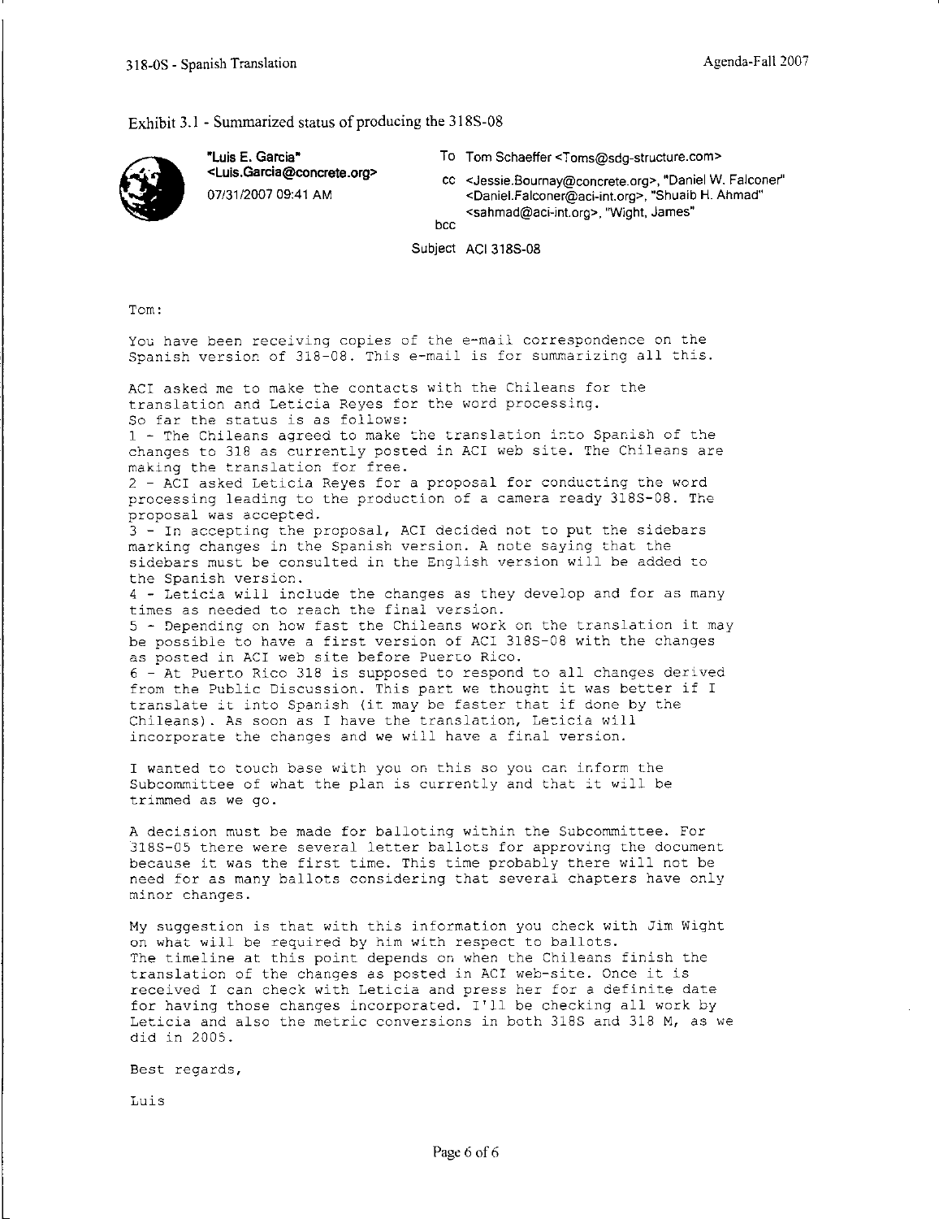Exhibit 3.1 - Summarized status of producing the 318S-08

**"Luis E. Garcia" <Luis.Garcia@concrete.org>**
07/31/2007 09:41 AM

To Tom Schaeffer <Toms@sdg-structure.com>
cc <Jessie.Bournay@concrete.org>, "Daniel W. Falconer" <Daniel.Falconer@aci-int.org>, "Shuaib H. Ahmad" <sahmad@aci-int.org>, "Wight, James"
bcc
Subject ACI 318S-08

Tom:

You have been receiving copies of the e-mail correspondence on the Spanish version of 318-08. This e-mail is for summarizing all this.

ACI asked me to make the contacts with the Chileans for the translation and Leticia Reyes for the word processing.
So far the status is as follows:
1 - The Chileans agreed to make the translation into Spanish of the changes to 318 as currently posted in ACI web site. The Chileans are making the translation for free.
2 - ACI asked Leticia Reyes for a proposal for conducting the word processing leading to the production of a camera ready 318S-08. The proposal was accepted.
3 - In accepting the proposal, ACI decided not to put the sidebars marking changes in the Spanish version. A note saying that the sidebars must be consulted in the English version will be added to the Spanish version.
4 - Leticia will include the changes as they develop and for as many times as needed to reach the final version.
5 - Depending on how fast the Chileans work on the translation it may be possible to have a first version of ACI 318S-08 with the changes as posted in ACI web site before Puerto Rico.
6 - At Puerto Rico 318 is supposed to respond to all changes derived from the Public Discussion. This part we thought it was better if I translate it into Spanish (it may be faster that if done by the Chileans). As soon as I have the translation, Leticia will incorporate the changes and we will have a final version.

I wanted to touch base with you on this so you can inform the Subcommittee of what the plan is currently and that it will be trimmed as we go.

A decision must be made for balloting within the Subcommittee. For 318S-05 there were several letter ballots for approving the document because it was the first time. This time probably there will not be need for as many ballots considering that several chapters have only minor changes.

My suggestion is that with this information you check with Jim Wight on what will be required by him with respect to ballots.
The timeline at this point depends on when the Chileans finish the translation of the changes as posted in ACI web-site. Once it is received I can check with Leticia and press her for a definite date for having those changes incorporated. I'll be checking all work by Leticia and also the metric conversions in both 318S and 318 M, as we did in 2005.

Best regards,

Luis